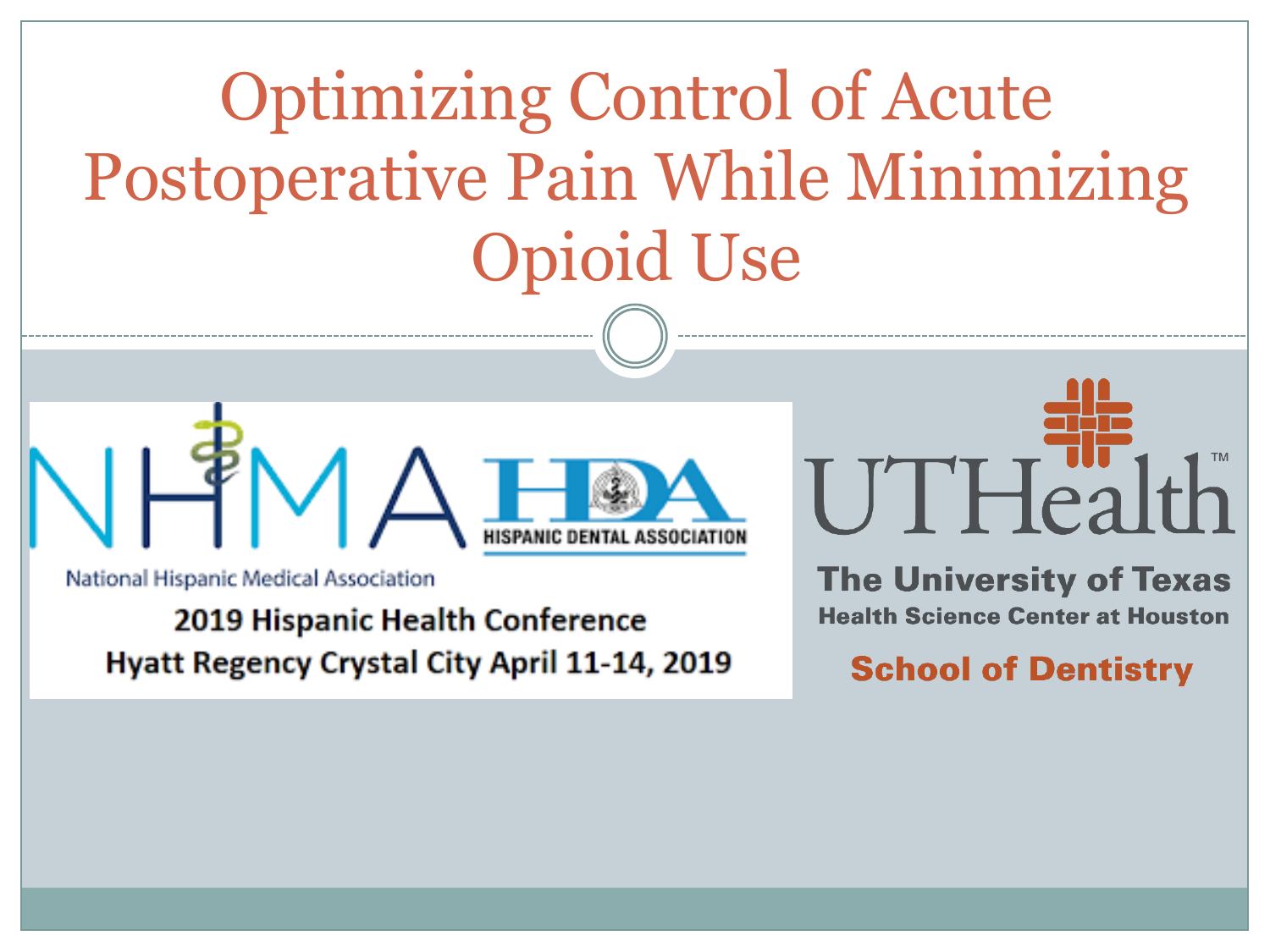# Optimizing Control of Acute Postoperative Pain While Minimizing Opioid Use

NHMA

National Hispanic Medical Association

HDA

HISPANIC DENTAL ASSOCIATION

2019 Hispanic Health Conference
Hyatt Regency Crystal City April 11-14, 2019

UTHealth™

The University of Texas
Health Science Center at Houston

School of Dentistry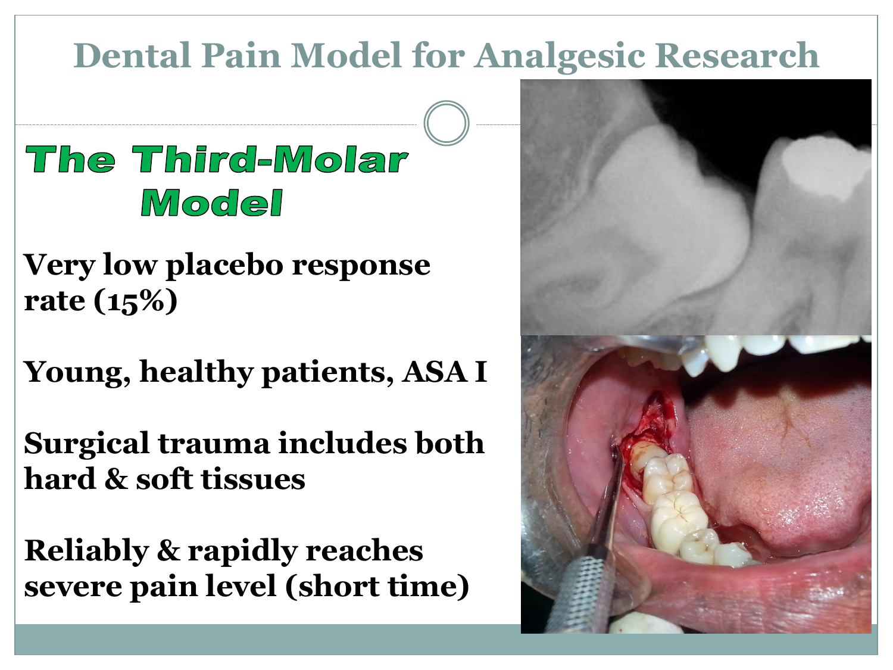# Dental Pain Model for Analgesic Research

## The Third-Molar Model

**Very low placebo response rate (15%)**

**Young, healthy patients, ASA I**

**Surgical trauma includes both hard & soft tissues**

**Reliably & rapidly reaches severe pain level (short time)**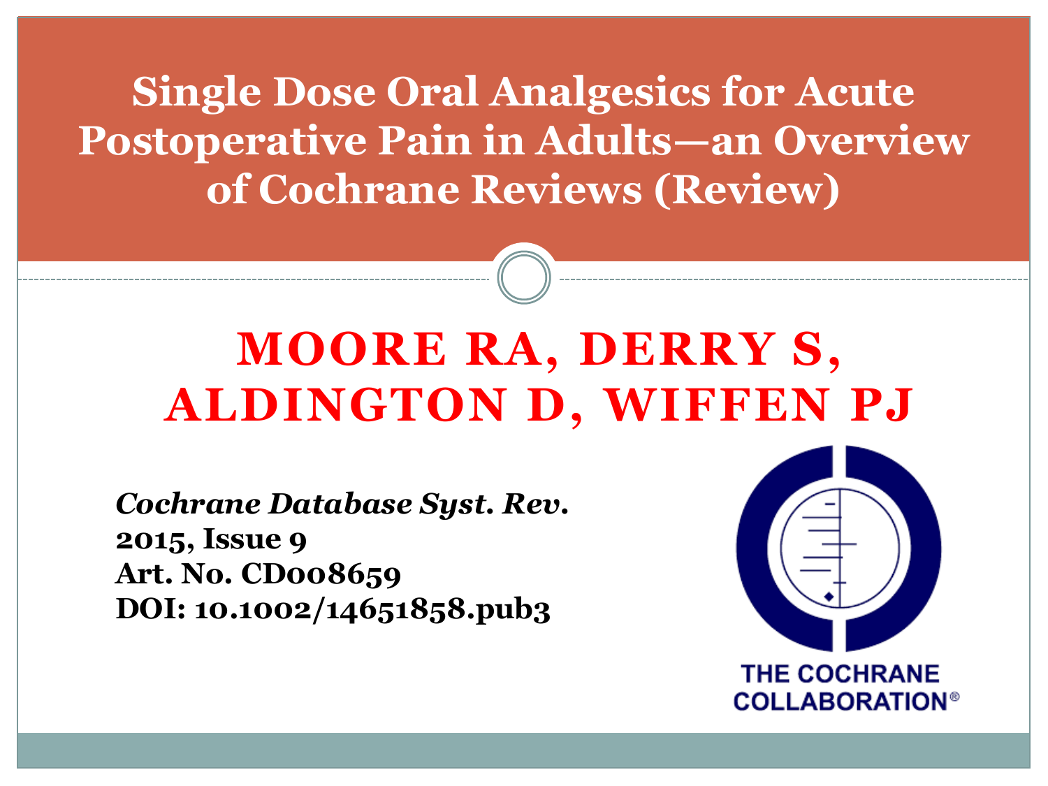# Single Dose Oral Analgesics for Acute Postoperative Pain in Adults—an Overview of Cochrane Reviews (Review)

## MOORE RA, DERRY S, ALDINGTON D, WIFFEN PJ

*Cochrane Database Syst. Rev.*
**2015, Issue 9**
**Art. No. CD008659**
**DOI: 10.1002/14651858.pub3**

THE COCHRANE COLLABORATION®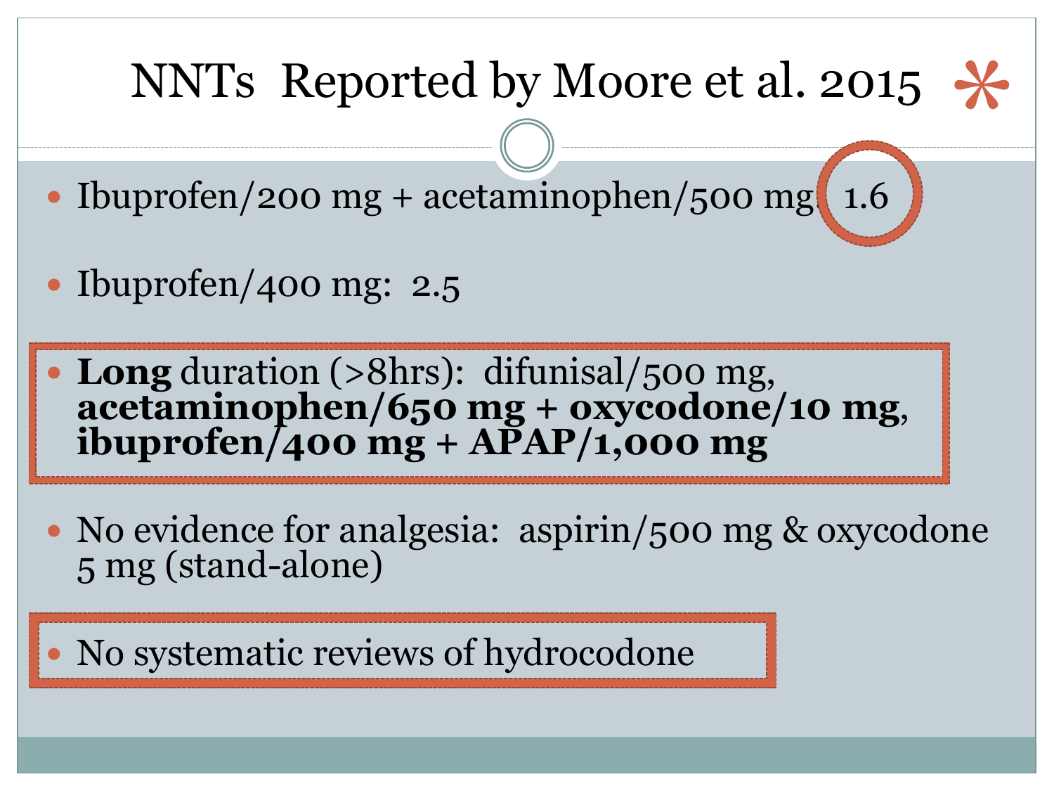# NNTs Reported by Moore et al. 2015

- Ibuprofen/200 mg + acetaminophen/500 mg: 1.6
- Ibuprofen/400 mg: 2.5
- **Long** duration (>8hrs): difunisal/500 mg, **acetaminophen/650 mg + oxycodone/10 mg**, **ibuprofen/400 mg + APAP/1,000 mg**
- No evidence for analgesia: aspirin/500 mg & oxycodone 5 mg (stand-alone)
- No systematic reviews of hydrocodone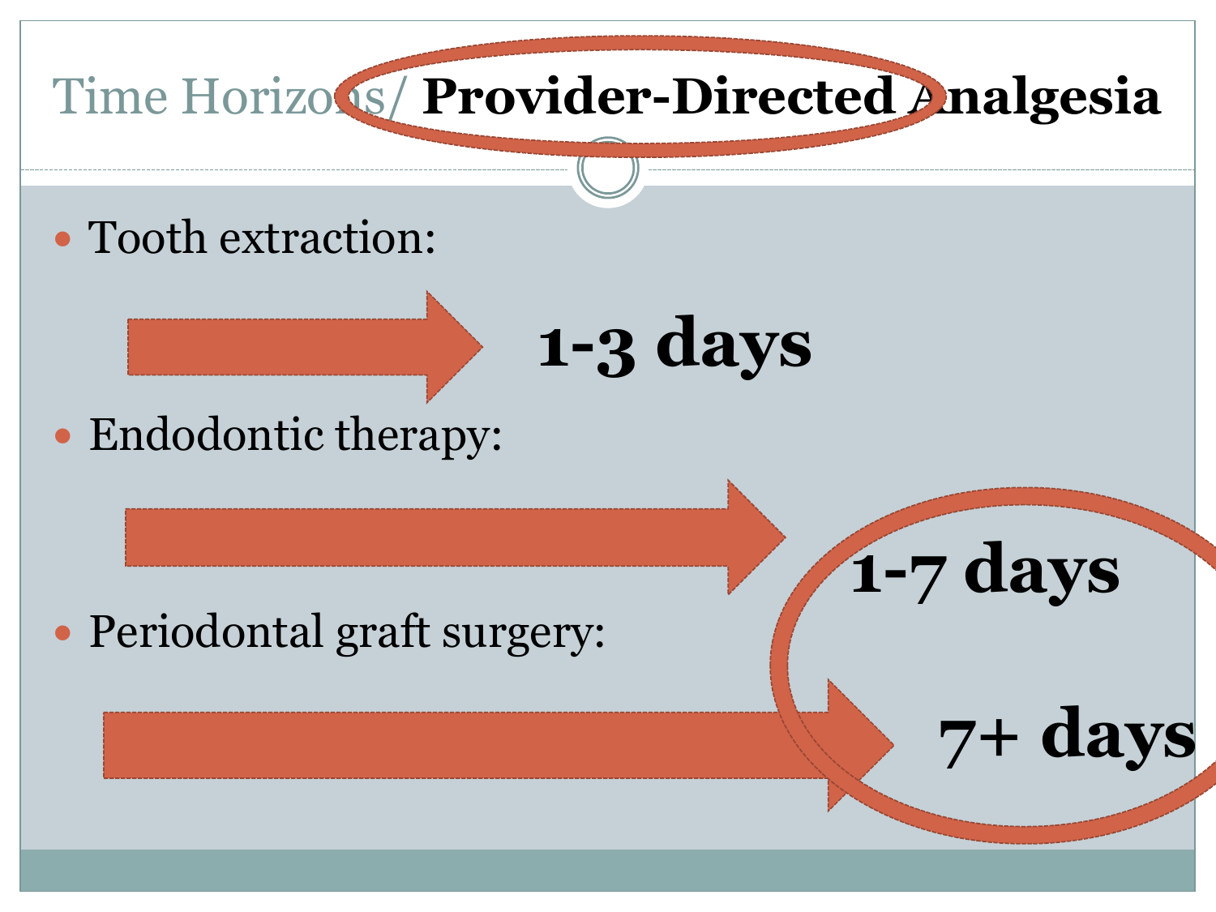# Time Horizons/ **Provider-Directed Analgesia**

- Tooth extraction:

  → **1-3 days**

- Endodontic therapy:

  → **1-7 days**

- Periodontal graft surgery:

  → **7+ days**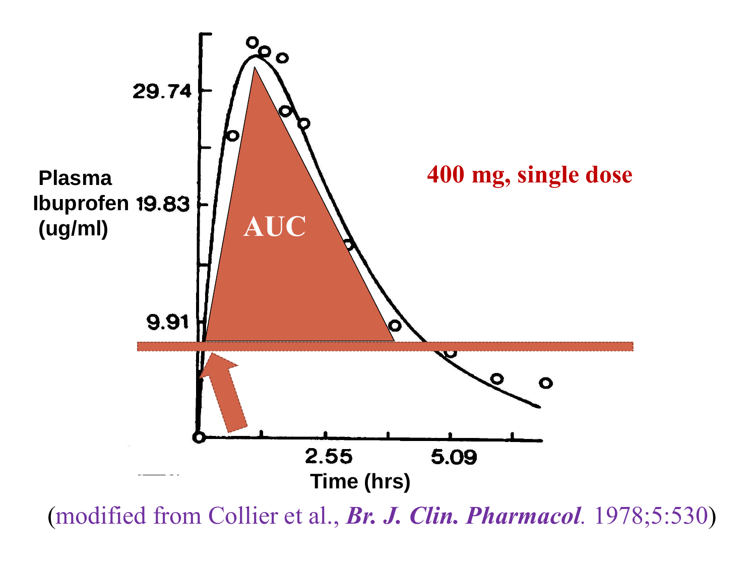Plasma Ibuprofen (ug/ml)

29.74

19.83

9.91

AUC

400 mg, single dose

2.55

5.09

Time (hrs)

(modified from Collier et al., ***Br. J. Clin. Pharmacol.*** 1978;5:530)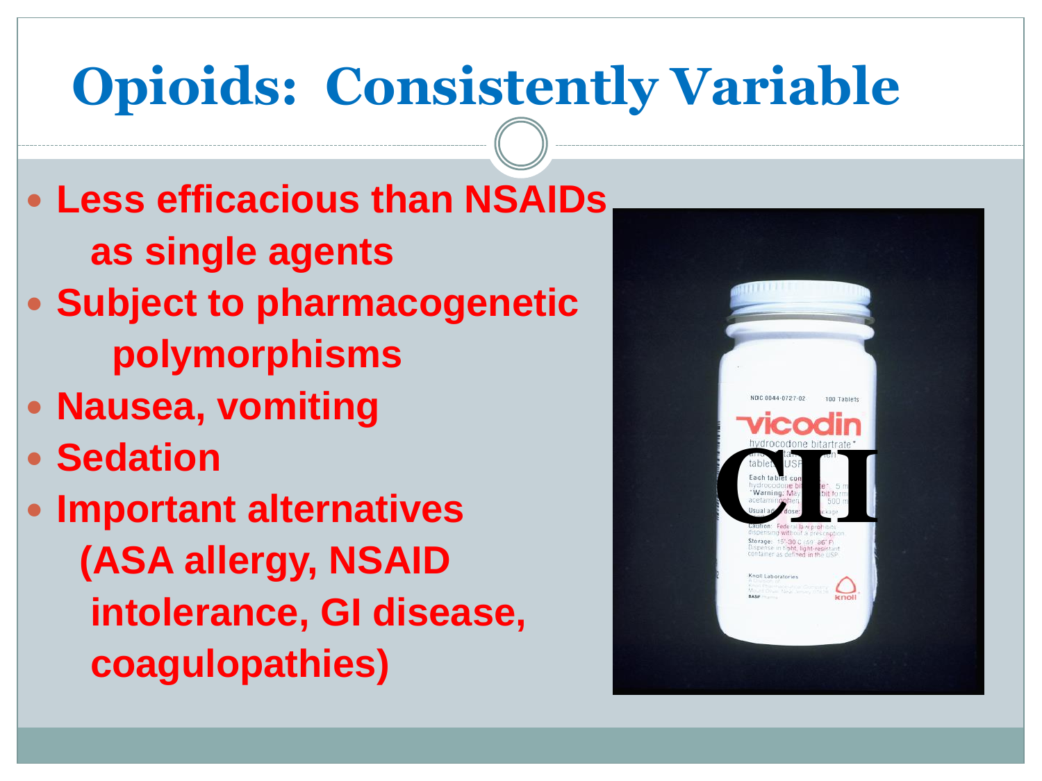# Opioids: Consistently Variable

- Less efficacious than NSAIDs as single agents
- Subject to pharmacogenetic polymorphisms
- Nausea, vomiting
- Sedation
- Important alternatives (ASA allergy, NSAID intolerance, GI disease, coagulopathies)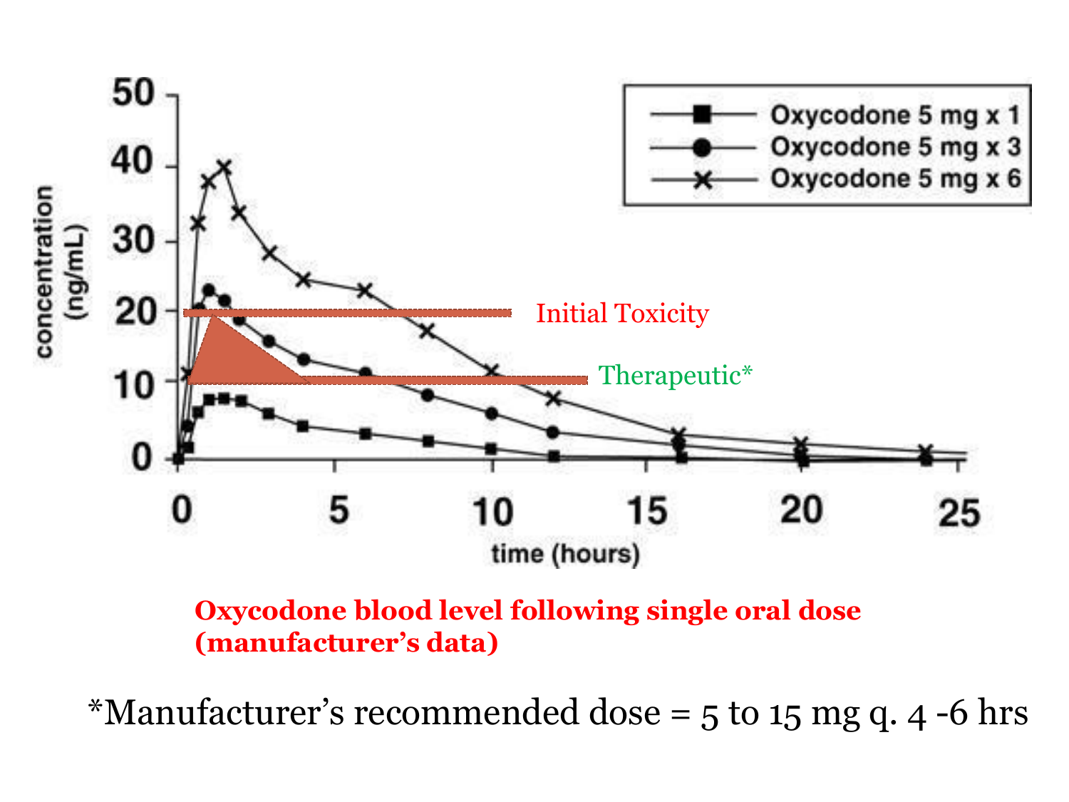Oxycodone 5 mg x 1

Oxycodone 5 mg x 3

Oxycodone 5 mg x 6

Initial Toxicity

Therapeutic*

concentration (ng/mL)

time (hours)

**Oxycodone blood level following single oral dose (manufacturer's data)**

*Manufacturer's recommended dose = 5 to 15 mg q. 4 -6 hrs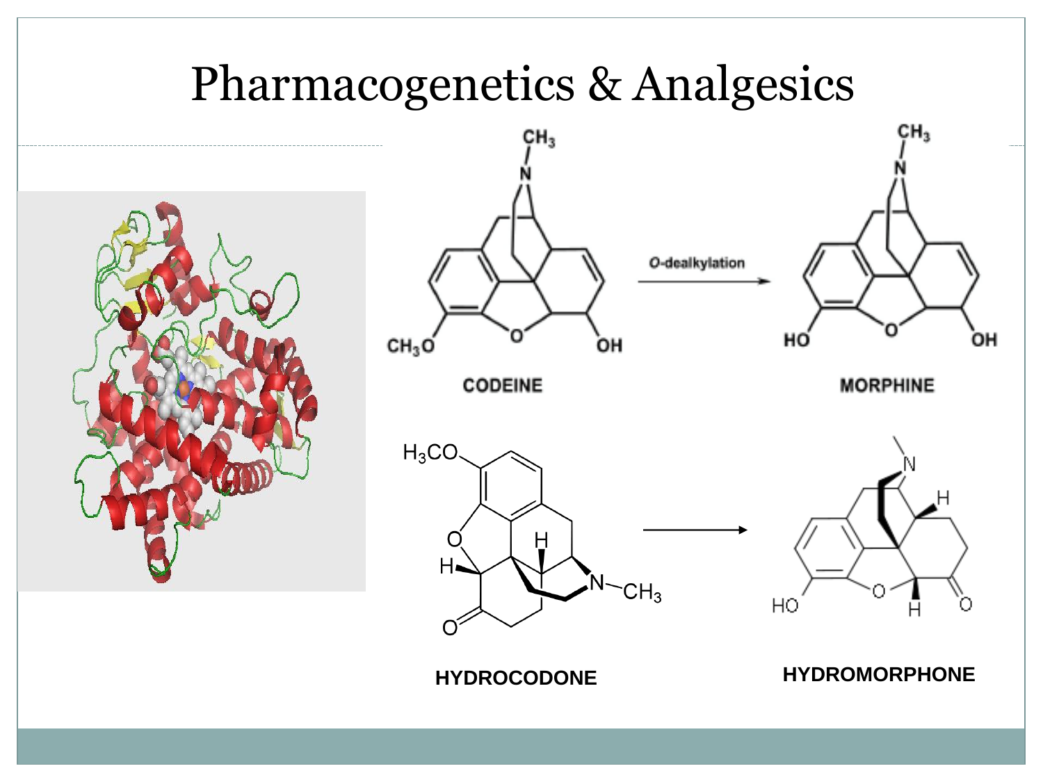# Pharmacogenetics & Analgesics

O-dealkylation

CODEINE → MORPHINE

HYDROCODONE → HYDROMORPHONE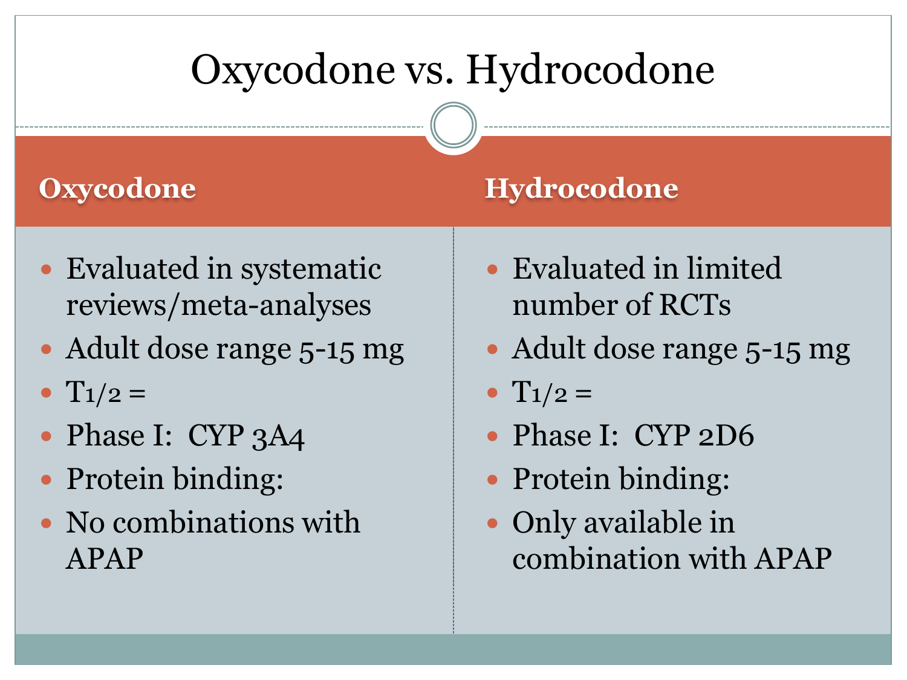# Oxycodone vs. Hydrocodone

| Oxycodone | Hydrocodone |
| --- | --- |
| Evaluated in systematic reviews/meta-analyses | Evaluated in limited number of RCTs |
| Adult dose range 5-15 mg | Adult dose range 5-15 mg |
| $T_{1/2}$ = | $T_{1/2}$ = |
| Phase I: CYP 3A4 | Phase I: CYP 2D6 |
| Protein binding: | Protein binding: |
| No combinations with APAP | Only available in combination with APAP |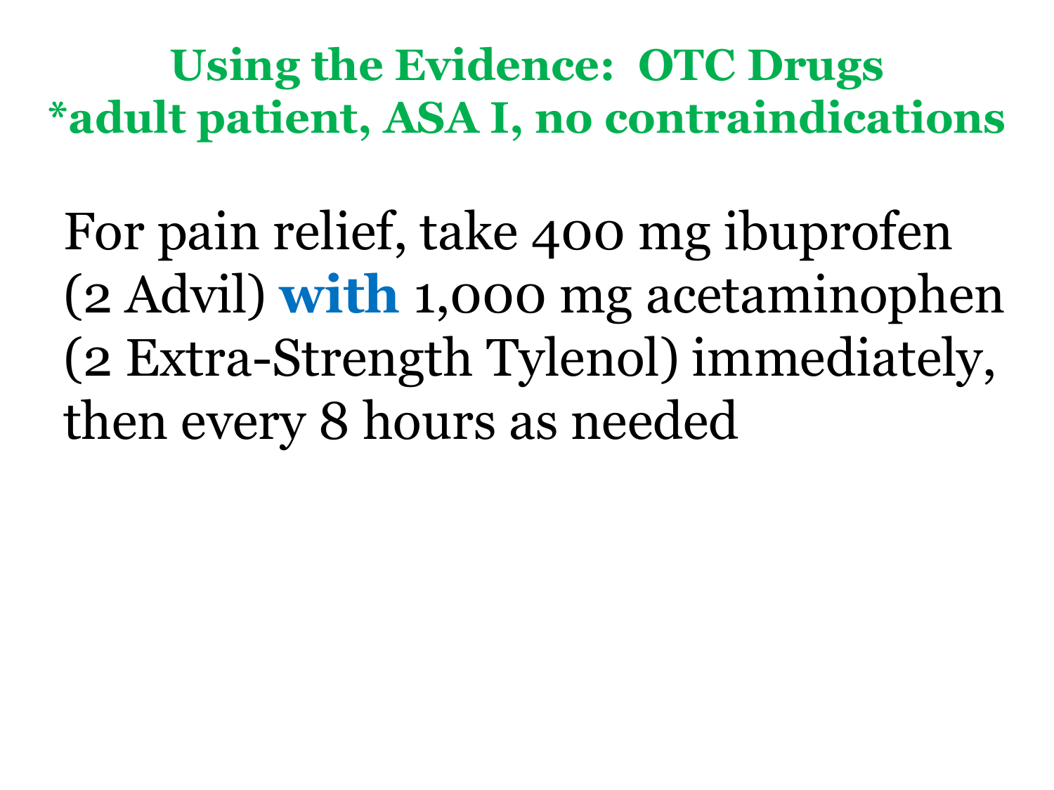# Using the Evidence: OTC Drugs
## *adult patient, ASA I, no contraindications

For pain relief, take 400 mg ibuprofen (2 Advil) **with** 1,000 mg acetaminophen (2 Extra-Strength Tylenol) immediately, then every 8 hours as needed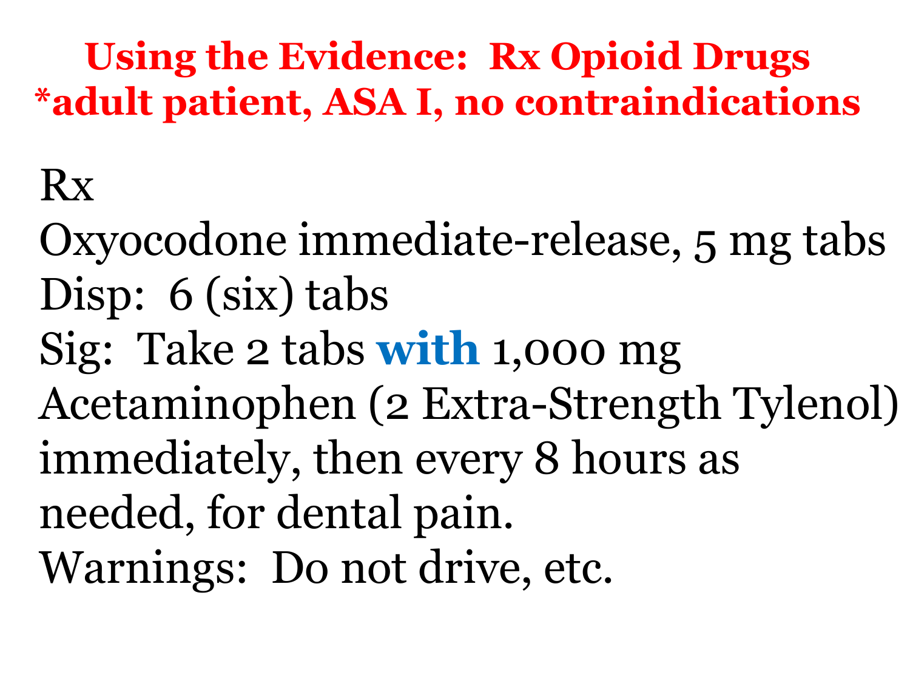# Using the Evidence: Rx Opioid Drugs
## *adult patient, ASA I, no contraindications

Rx

Oxyocodone immediate-release, 5 mg tabs

Disp: 6 (six) tabs

Sig: Take 2 tabs **with** 1,000 mg Acetaminophen (2 Extra-Strength Tylenol) immediately, then every 8 hours as needed, for dental pain.

Warnings: Do not drive, etc.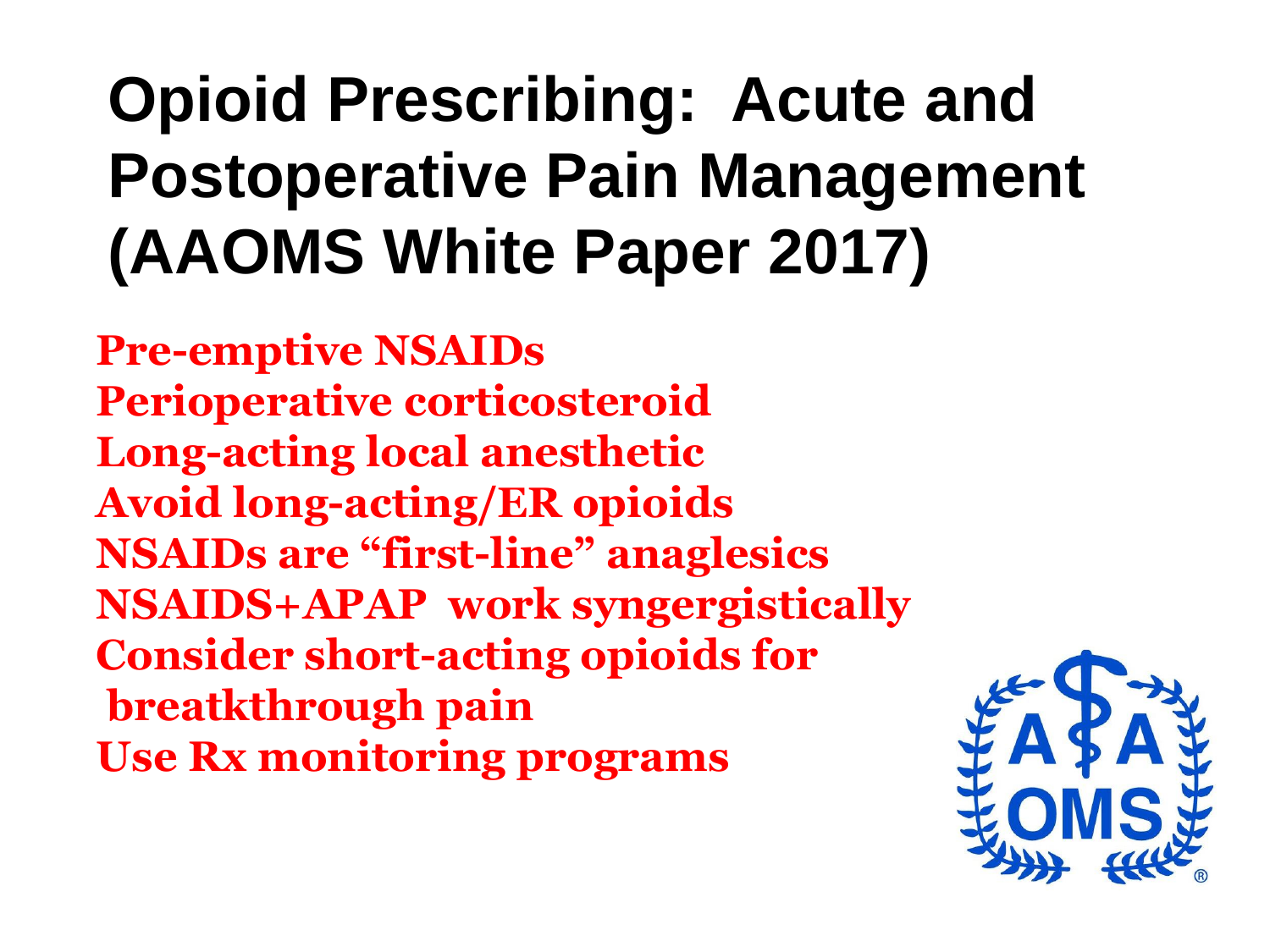# Opioid Prescribing: Acute and Postoperative Pain Management (AAOMS White Paper 2017)

**Pre-emptive NSAIDs**
**Perioperative corticosteroid**
**Long-acting local anesthetic**
**Avoid long-acting/ER opioids**
**NSAIDs are "first-line" anaglesics**
**NSAIDS+APAP work syngergistically**
**Consider short-acting opioids for breatkthrough pain**
**Use Rx monitoring programs**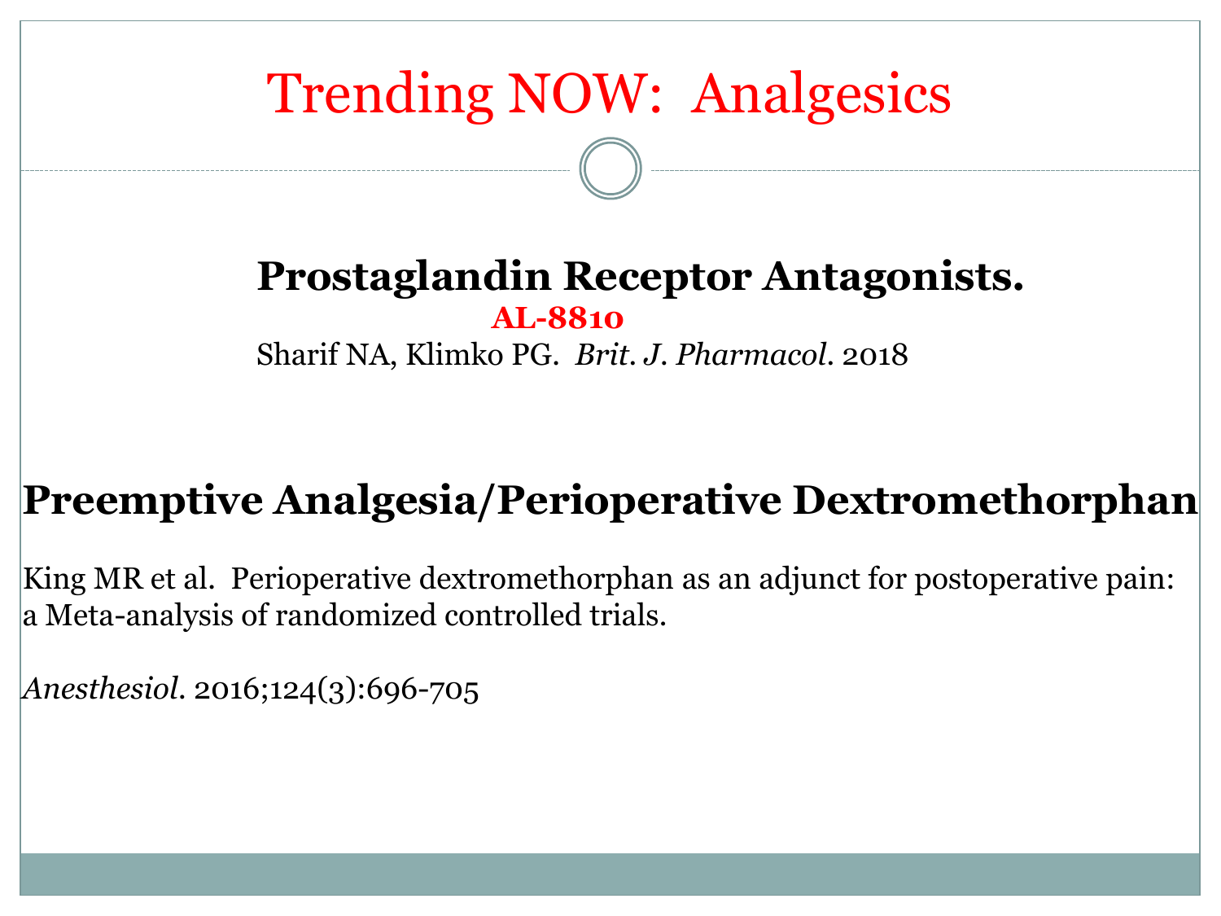# Trending NOW: Analgesics

## Prostaglandin Receptor Antagonists.

**AL-8810**

Sharif NA, Klimko PG. *Brit. J. Pharmacol*. 2018

## Preemptive Analgesia/Perioperative Dextromethorphan

King MR et al. Perioperative dextromethorphan as an adjunct for postoperative pain: a Meta-analysis of randomized controlled trials.

*Anesthesiol*. 2016;124(3):696-705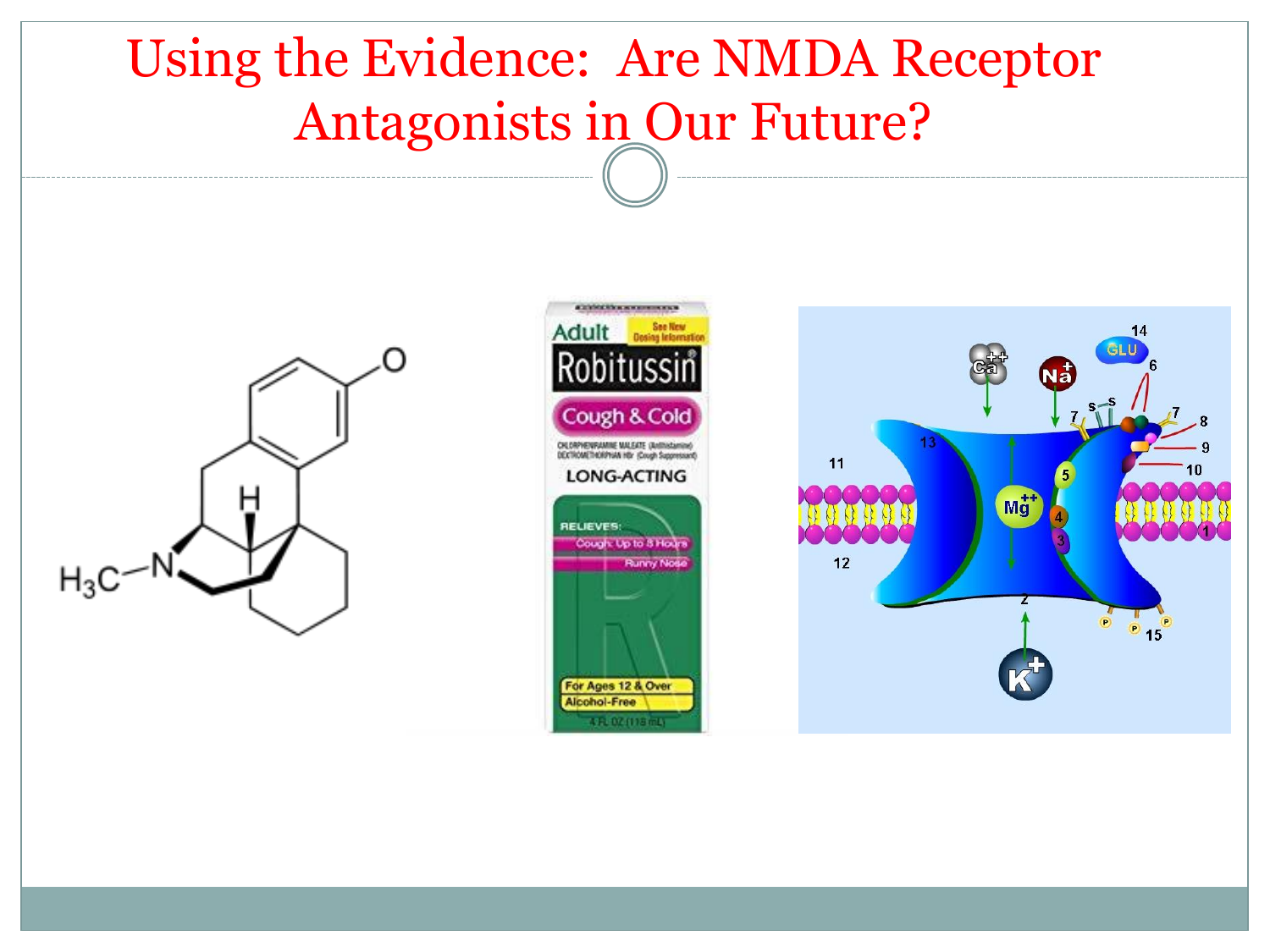# Using the Evidence: Are NMDA Receptor Antagonists in Our Future?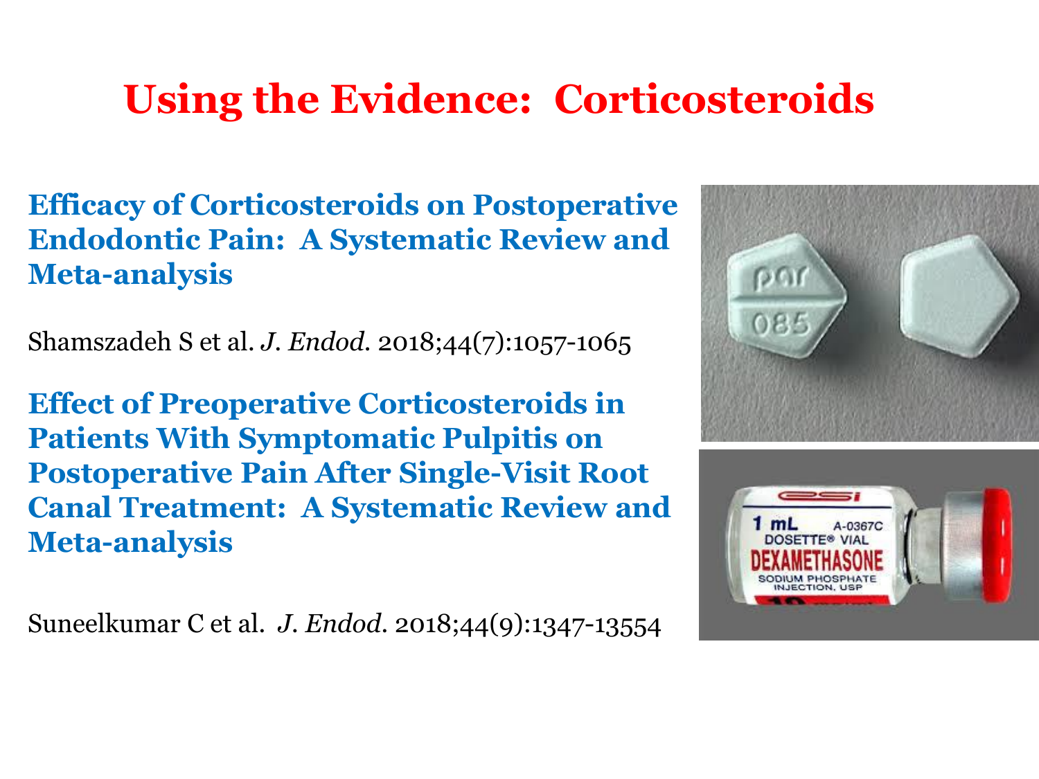# Using the Evidence: Corticosteroids

**Efficacy of Corticosteroids on Postoperative Endodontic Pain: A Systematic Review and Meta-analysis**

Shamszadeh S et al. *J. Endod*. 2018;44(7):1057-1065

**Effect of Preoperative Corticosteroids in Patients With Symptomatic Pulpitis on Postoperative Pain After Single-Visit Root Canal Treatment: A Systematic Review and Meta-analysis**

Suneelkumar C et al. *J. Endod*. 2018;44(9):1347-13554